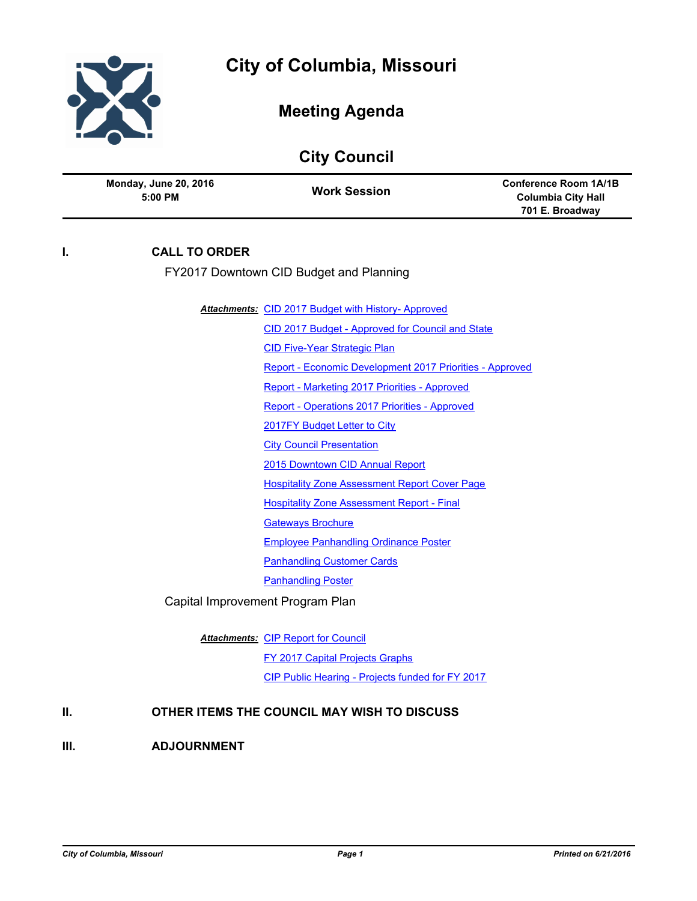# City of Columbia, Missouri

## Meeting Agenda

## City Council

| Monday, June 20, 2016 5:00 PM | Work Session | Conference Room 1A/1B Columbia City Hall 701 E. Broadway |
|---|---|---|

## I. CALL TO ORDER

FY2017 Downtown CID Budget and Planning

***Attachments:***
- CID 2017 Budget with History- Approved
- CID 2017 Budget - Approved for Council and State
- CID Five-Year Strategic Plan
- Report - Economic Development 2017 Priorities - Approved
- Report - Marketing 2017 Priorities - Approved
- Report - Operations 2017 Priorities - Approved
- 2017FY Budget Letter to City
- City Council Presentation
- 2015 Downtown CID Annual Report
- Hospitality Zone Assessment Report Cover Page
- Hospitality Zone Assessment Report - Final
- Gateways Brochure
- Employee Panhandling Ordinance Poster
- Panhandling Customer Cards
- Panhandling Poster

Capital Improvement Program Plan

***Attachments:***
- CIP Report for Council
- FY 2017 Capital Projects Graphs
- CIP Public Hearing - Projects funded for FY 2017

## II. OTHER ITEMS THE COUNCIL MAY WISH TO DISCUSS

## III. ADJOURNMENT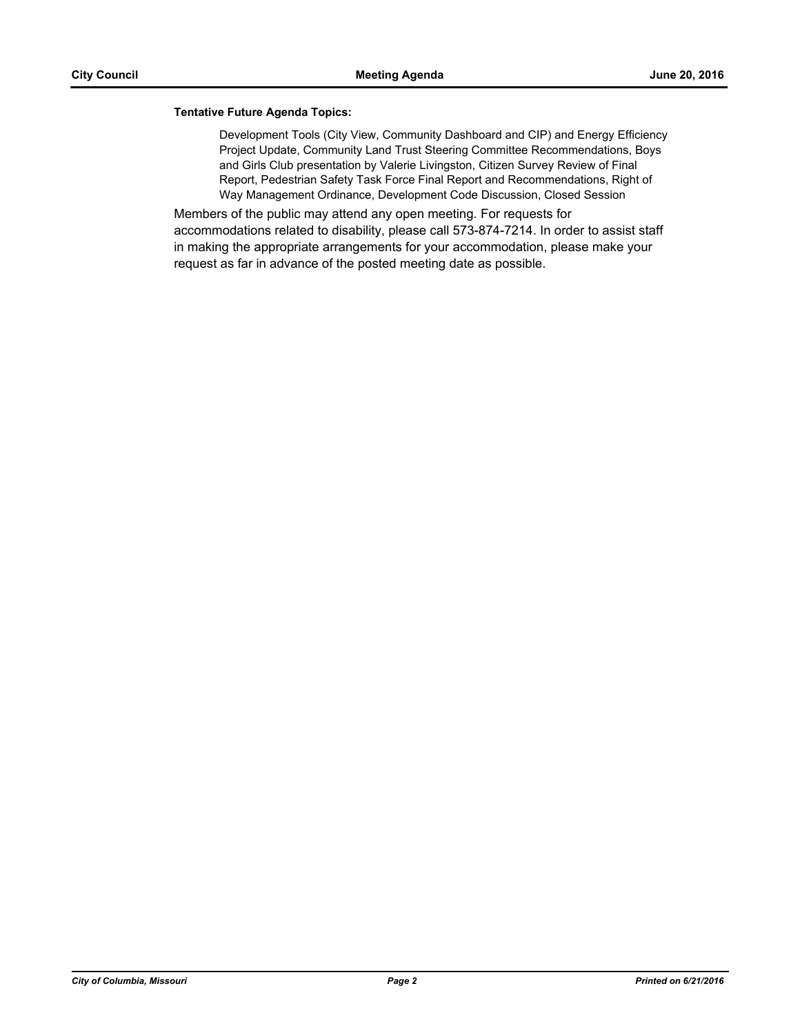**Tentative Future Agenda Topics:**

Development Tools (City View, Community Dashboard and CIP) and Energy Efficiency Project Update, Community Land Trust Steering Committee Recommendations, Boys and Girls Club presentation by Valerie Livingston, Citizen Survey Review of Final Report, Pedestrian Safety Task Force Final Report and Recommendations, Right of Way Management Ordinance, Development Code Discussion, Closed Session

Members of the public may attend any open meeting. For requests for accommodations related to disability, please call 573-874-7214. In order to assist staff in making the appropriate arrangements for your accommodation, please make your request as far in advance of the posted meeting date as possible.